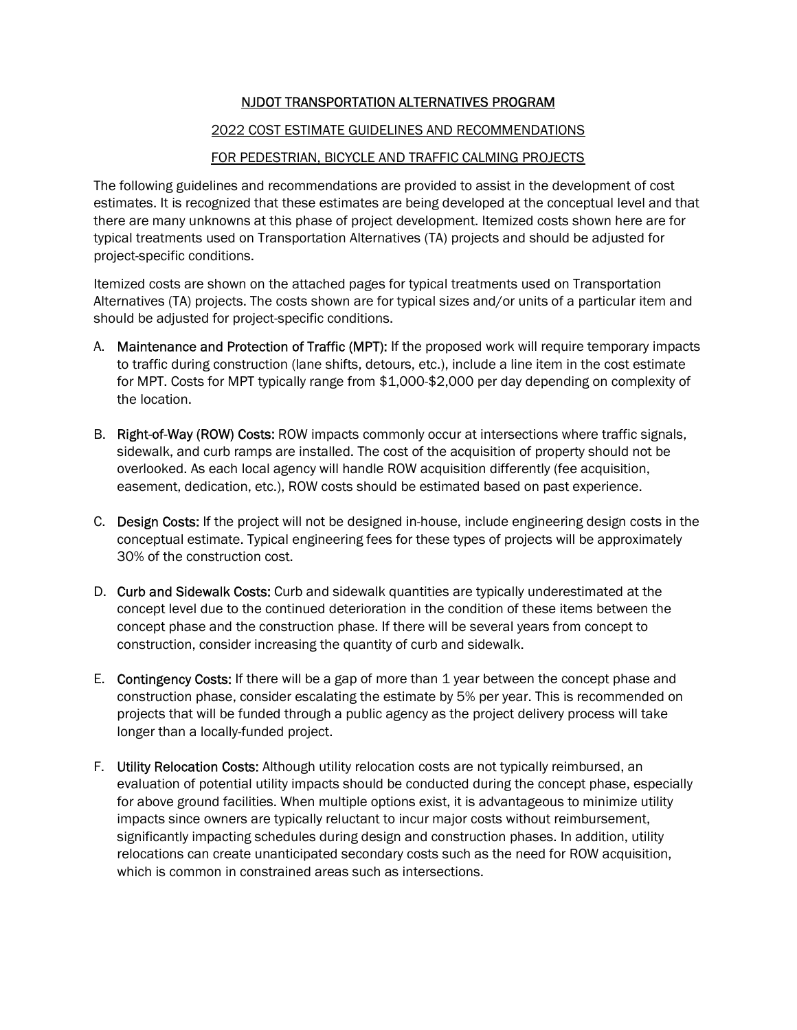# NJDOT TRANSPORTATION ALTERNATIVES PROGRAM

## 2022 COST ESTIMATE GUIDELINES AND RECOMMENDATIONS

## FOR PEDESTRIAN, BICYCLE AND TRAFFIC CALMING PROJECTS

The following guidelines and recommendations are provided to assist in the development of cost estimates. It is recognized that these estimates are being developed at the conceptual level and that there are many unknowns at this phase of project development. Itemized costs shown here are for typical treatments used on Transportation Alternatives (TA) projects and should be adjusted for project-specific conditions.

Itemized costs are shown on the attached pages for typical treatments used on Transportation Alternatives (TA) projects. The costs shown are for typical sizes and/or units of a particular item and should be adjusted for project-specific conditions.

A. **Maintenance and Protection of Traffic (MPT):** If the proposed work will require temporary impacts to traffic during construction (lane shifts, detours, etc.), include a line item in the cost estimate for MPT. Costs for MPT typically range from $1,000-$2,000 per day depending on complexity of the location.

B. **Right-of-Way (ROW) Costs:** ROW impacts commonly occur at intersections where traffic signals, sidewalk, and curb ramps are installed. The cost of the acquisition of property should not be overlooked. As each local agency will handle ROW acquisition differently (fee acquisition, easement, dedication, etc.), ROW costs should be estimated based on past experience.

C. **Design Costs:** If the project will not be designed in-house, include engineering design costs in the conceptual estimate. Typical engineering fees for these types of projects will be approximately 30% of the construction cost.

D. **Curb and Sidewalk Costs:** Curb and sidewalk quantities are typically underestimated at the concept level due to the continued deterioration in the condition of these items between the concept phase and the construction phase. If there will be several years from concept to construction, consider increasing the quantity of curb and sidewalk.

E. **Contingency Costs:** If there will be a gap of more than 1 year between the concept phase and construction phase, consider escalating the estimate by 5% per year. This is recommended on projects that will be funded through a public agency as the project delivery process will take longer than a locally-funded project.

F. **Utility Relocation Costs:** Although utility relocation costs are not typically reimbursed, an evaluation of potential utility impacts should be conducted during the concept phase, especially for above ground facilities. When multiple options exist, it is advantageous to minimize utility impacts since owners are typically reluctant to incur major costs without reimbursement, significantly impacting schedules during design and construction phases. In addition, utility relocations can create unanticipated secondary costs such as the need for ROW acquisition, which is common in constrained areas such as intersections.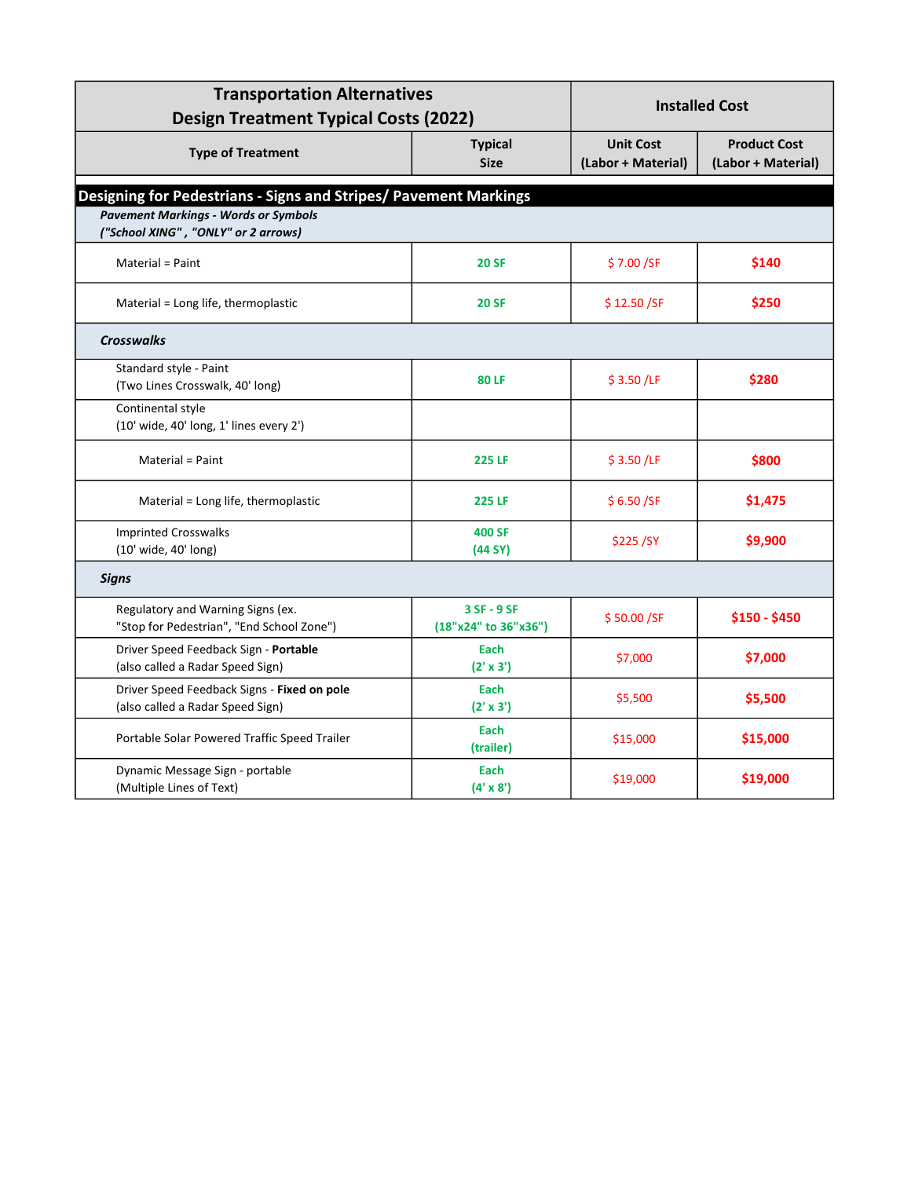| Transportation Alternatives Design Treatment Typical Costs (2022) | | Installed Cost | |
|---|---|---|---|
| **Type of Treatment** | **Typical Size** | **Unit Cost (Labor + Material)** | **Product Cost (Labor + Material)** |
| **Designing for Pedestrians - Signs and Stripes/ Pavement Markings** | | | |
| ***Pavement Markings - Words or Symbols ("School XING" , "ONLY" or 2 arrows)*** | | | |
| Material = Paint | 20 SF | $ 7.00 /SF | $140 |
| Material = Long life, thermoplastic | 20 SF | $ 12.50 /SF | $250 |
| ***Crosswalks*** | | | |
| Standard style - Paint (Two Lines Crosswalk, 40' long) | 80 LF | $ 3.50 /LF | $280 |
| Continental style (10' wide, 40' long, 1' lines every 2') | | | |
| Material = Paint | 225 LF | $ 3.50 /LF | $800 |
| Material = Long life, thermoplastic | 225 LF | $ 6.50 /SF | $1,475 |
| Imprinted Crosswalks (10' wide, 40' long) | 400 SF (44 SY) | $225 /SY | $9,900 |
| ***Signs*** | | | |
| Regulatory and Warning Signs (ex. "Stop for Pedestrian", "End School Zone") | 3 SF - 9 SF (18"x24" to 36"x36") | $ 50.00 /SF | $150 - $450 |
| Driver Speed Feedback Sign - **Portable** (also called a Radar Speed Sign) | Each (2' x 3') | $7,000 | $7,000 |
| Driver Speed Feedback Signs - **Fixed on pole** (also called a Radar Speed Sign) | Each (2' x 3') | $5,500 | $5,500 |
| Portable Solar Powered Traffic Speed Trailer | Each (trailer) | $15,000 | $15,000 |
| Dynamic Message Sign - portable (Multiple Lines of Text) | Each (4' x 8') | $19,000 | $19,000 |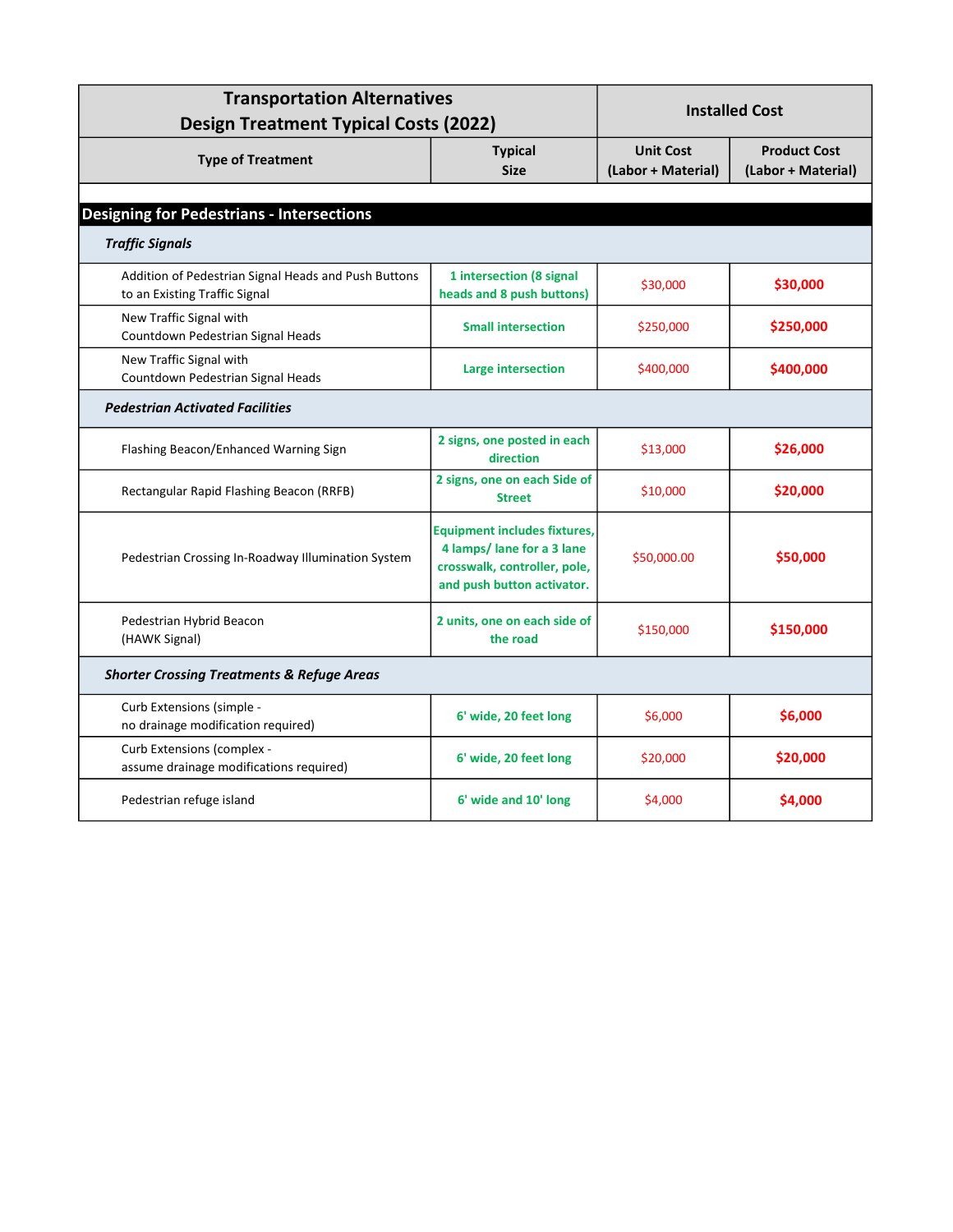| Transportation Alternatives Design Treatment Typical Costs (2022) | | Installed Cost | |
|---|---|---|---|
| **Type of Treatment** | **Typical Size** | **Unit Cost (Labor + Material)** | **Product Cost (Labor + Material)** |
| **Designing for Pedestrians - Intersections** | | | |
| ***Traffic Signals*** | | | |
| Addition of Pedestrian Signal Heads and Push Buttons to an Existing Traffic Signal | **1 intersection (8 signal heads and 8 push buttons)** | $30,000 | **$30,000** |
| New Traffic Signal with Countdown Pedestrian Signal Heads | **Small intersection** | $250,000 | **$250,000** |
| New Traffic Signal with Countdown Pedestrian Signal Heads | **Large intersection** | $400,000 | **$400,000** |
| ***Pedestrian Activated Facilities*** | | | |
| Flashing Beacon/Enhanced Warning Sign | **2 signs, one posted in each direction** | $13,000 | **$26,000** |
| Rectangular Rapid Flashing Beacon (RRFB) | **2 signs, one on each Side of Street** | $10,000 | **$20,000** |
| Pedestrian Crossing In-Roadway Illumination System | **Equipment includes fixtures, 4 lamps/ lane for a 3 lane crosswalk, controller, pole, and push button activator.** | $50,000.00 | **$50,000** |
| Pedestrian Hybrid Beacon (HAWK Signal) | **2 units, one on each side of the road** | $150,000 | **$150,000** |
| ***Shorter Crossing Treatments & Refuge Areas*** | | | |
| Curb Extensions (simple - no drainage modification required) | **6' wide, 20 feet long** | $6,000 | **$6,000** |
| Curb Extensions (complex - assume drainage modifications required) | **6' wide, 20 feet long** | $20,000 | **$20,000** |
| Pedestrian refuge island | **6' wide and 10' long** | $4,000 | **$4,000** |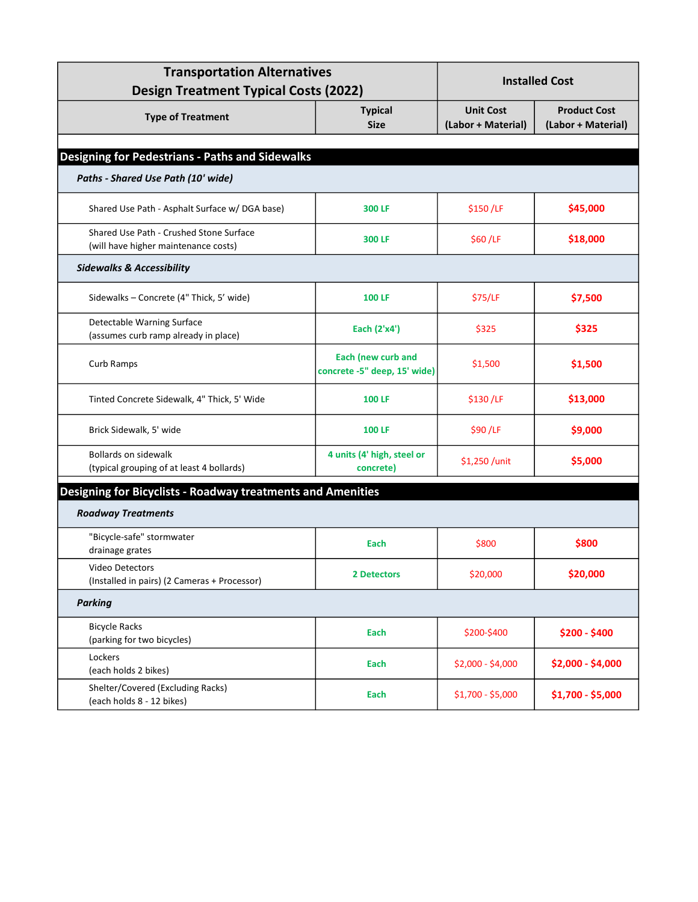| Transportation Alternatives Design Treatment Typical Costs (2022) | | Installed Cost | |
|---|---|---|---|
| **Type of Treatment** | **Typical Size** | **Unit Cost (Labor + Material)** | **Product Cost (Labor + Material)** |
| **Designing for Pedestrians - Paths and Sidewalks** | | | |
| ***Paths - Shared Use Path (10' wide)*** | | | |
| Shared Use Path - Asphalt Surface w/ DGA base) | **300 LF** | $150 /LF | **$45,000** |
| Shared Use Path - Crushed Stone Surface (will have higher maintenance costs) | **300 LF** | $60 /LF | **$18,000** |
| ***Sidewalks & Accessibility*** | | | |
| Sidewalks – Concrete (4" Thick, 5' wide) | **100 LF** | $75/LF | **$7,500** |
| Detectable Warning Surface (assumes curb ramp already in place) | **Each (2'x4')** | $325 | **$325** |
| Curb Ramps | **Each (new curb and concrete -5" deep, 15' wide)** | $1,500 | **$1,500** |
| Tinted Concrete Sidewalk, 4" Thick, 5' Wide | **100 LF** | $130 /LF | **$13,000** |
| Brick Sidewalk, 5' wide | **100 LF** | $90 /LF | **$9,000** |
| Bollards on sidewalk (typical grouping of at least 4 bollards) | **4 units (4' high, steel or concrete)** | $1,250 /unit | **$5,000** |
| **Designing for Bicyclists - Roadway treatments and Amenities** | | | |
| ***Roadway Treatments*** | | | |
| "Bicycle-safe" stormwater drainage grates | **Each** | $800 | **$800** |
| Video Detectors (Installed in pairs) (2 Cameras + Processor) | **2 Detectors** | $20,000 | **$20,000** |
| ***Parking*** | | | |
| Bicycle Racks (parking for two bicycles) | **Each** | $200-$400 | **$200 - $400** |
| Lockers (each holds 2 bikes) | **Each** | $2,000 - $4,000 | **$2,000 - $4,000** |
| Shelter/Covered (Excluding Racks) (each holds 8 - 12 bikes) | **Each** | $1,700 - $5,000 | **$1,700 - $5,000** |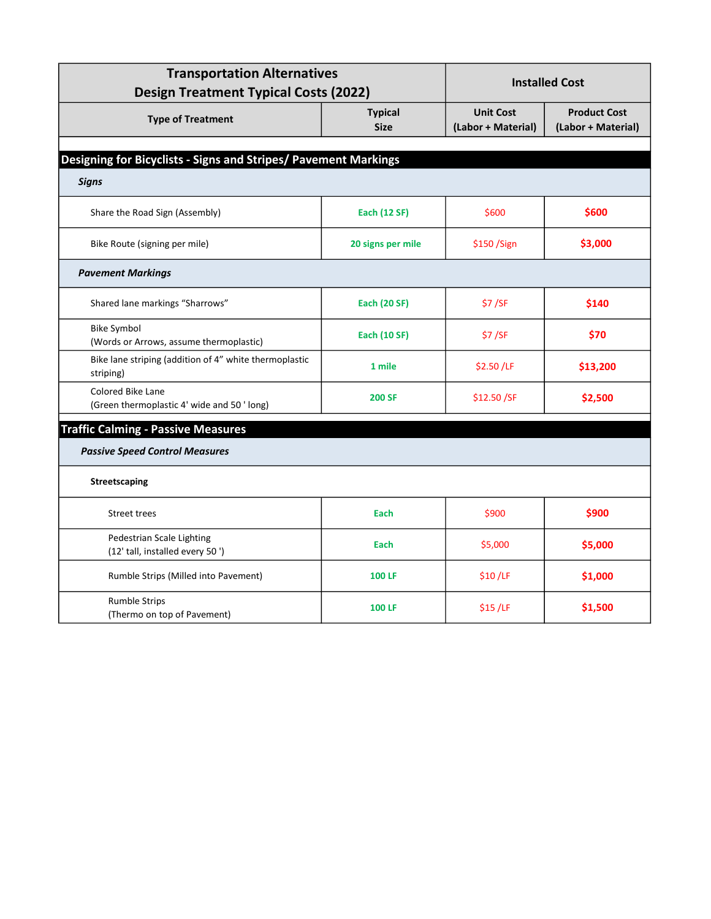| Transportation Alternatives Design Treatment Typical Costs (2022) | | Installed Cost | |
|---|---|---|---|
| Type of Treatment | Typical Size | Unit Cost (Labor + Material) | Product Cost (Labor + Material) |
| **Designing for Bicyclists - Signs and Stripes/ Pavement Markings** | | | |
| ***Signs*** | | | |
| Share the Road Sign (Assembly) | Each (12 SF) | $600 | $600 |
| Bike Route (signing per mile) | 20 signs per mile | $150 /Sign | $3,000 |
| ***Pavement Markings*** | | | |
| Shared lane markings “Sharrows” | Each (20 SF) | $7 /SF | $140 |
| Bike Symbol (Words or Arrows, assume thermoplastic) | Each (10 SF) | $7 /SF | $70 |
| Bike lane striping (addition of 4” white thermoplastic striping) | 1 mile | $2.50 /LF | $13,200 |
| Colored Bike Lane (Green thermoplastic 4' wide and 50 ' long) | 200 SF | $12.50 /SF | $2,500 |
| **Traffic Calming - Passive Measures** | | | |
| ***Passive Speed Control Measures*** | | | |
| **Streetscaping** | | | |
| Street trees | Each | $900 | $900 |
| Pedestrian Scale Lighting (12' tall, installed every 50 ') | Each | $5,000 | $5,000 |
| Rumble Strips (Milled into Pavement) | 100 LF | $10 /LF | $1,000 |
| Rumble Strips (Thermo on top of Pavement) | 100 LF | $15 /LF | $1,500 |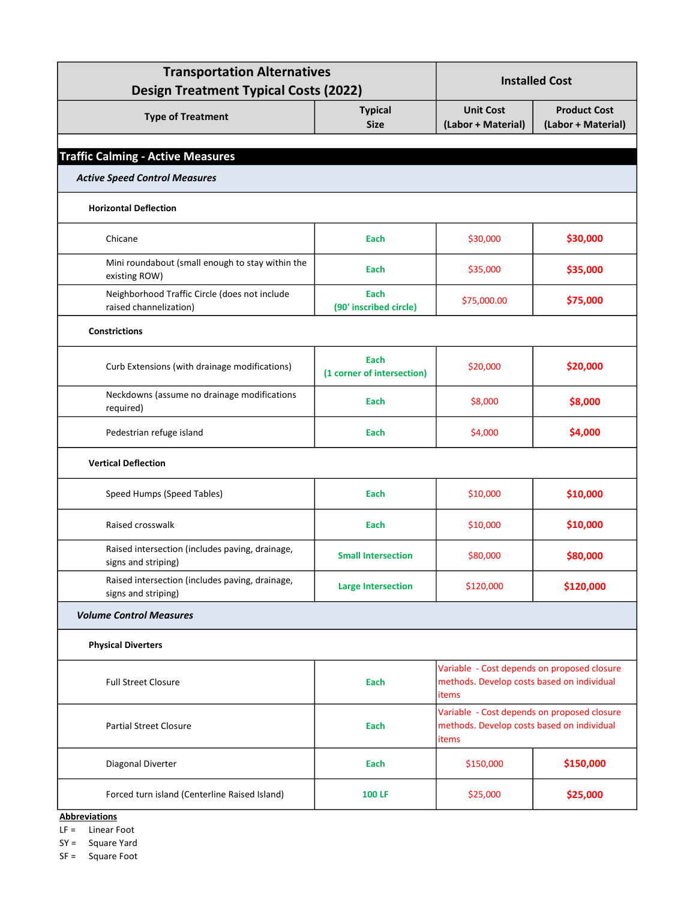| Transportation Alternatives Design Treatment Typical Costs (2022) | | Installed Cost | |
|---|---|---|---|
| **Type of Treatment** | **Typical Size** | **Unit Cost (Labor + Material)** | **Product Cost (Labor + Material)** |
| **Traffic Calming - Active Measures** | | | |
| ***Active Speed Control Measures*** | | | |
| **Horizontal Deflection** | | | |
| Chicane | Each | $30,000 | **$30,000** |
| Mini roundabout (small enough to stay within the existing ROW) | Each | $35,000 | **$35,000** |
| Neighborhood Traffic Circle (does not include raised channelization) | Each (90' inscribed circle) | $75,000.00 | **$75,000** |
| **Constrictions** | | | |
| Curb Extensions (with drainage modifications) | Each (1 corner of intersection) | $20,000 | **$20,000** |
| Neckdowns (assume no drainage modifications required) | Each | $8,000 | **$8,000** |
| Pedestrian refuge island | Each | $4,000 | **$4,000** |
| **Vertical Deflection** | | | |
| Speed Humps (Speed Tables) | Each | $10,000 | **$10,000** |
| Raised crosswalk | Each | $10,000 | **$10,000** |
| Raised intersection (includes paving, drainage, signs and striping) | Small Intersection | $80,000 | **$80,000** |
| Raised intersection (includes paving, drainage, signs and striping) | Large Intersection | $120,000 | **$120,000** |
| ***Volume Control Measures*** | | | |
| **Physical Diverters** | | | |
| Full Street Closure | Each | Variable - Cost depends on proposed closure methods. Develop costs based on individual items | |
| Partial Street Closure | Each | Variable - Cost depends on proposed closure methods. Develop costs based on individual items | |
| Diagonal Diverter | Each | $150,000 | **$150,000** |
| Forced turn island (Centerline Raised Island) | 100 LF | $25,000 | **$25,000** |

**Abbreviations**

LF = Linear Foot

SY = Square Yard

SF = Square Foot